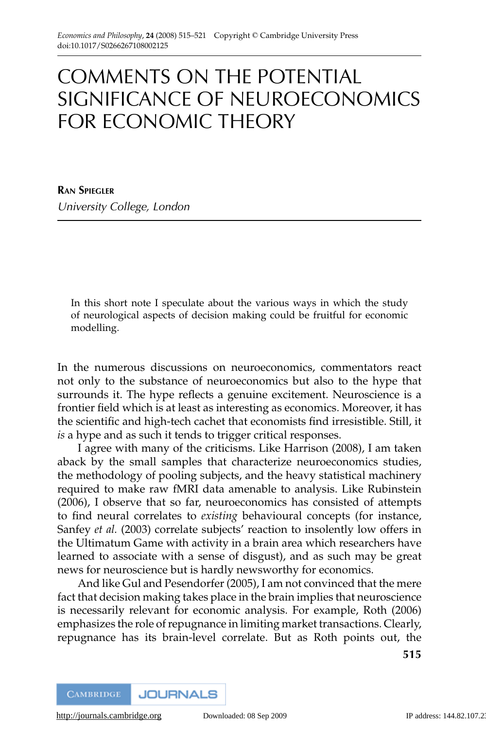# COMMENTS ON THE POTENTIAL SIGNIFICANCE OF NEUROECONOMICS FOR ECONOMIC THEORY

**Ran Spiegler**

*University College, London*

In this short note I speculate about the various ways in which the study of neurological aspects of decision making could be fruitful for economic modelling.

In the numerous discussions on neuroeconomics, commentators react not only to the substance of neuroeconomics but also to the hype that surrounds it. The hype reflects a genuine excitement. Neuroscience is a frontier field which is at least as interesting as economics. Moreover, it has the scientific and high-tech cachet that economists find irresistible. Still, it *is* a hype and as such it tends to trigger critical responses.

I agree with many of the criticisms. Like Harrison (2008), I am taken aback by the small samples that characterize neuroeconomics studies, the methodology of pooling subjects, and the heavy statistical machinery required to make raw fMRI data amenable to analysis. Like Rubinstein (2006), I observe that so far, neuroeconomics has consisted of attempts to find neural correlates to *existing* behavioural concepts (for instance, Sanfey *et al.* (2003) correlate subjects' reaction to insolently low offers in the Ultimatum Game with activity in a brain area which researchers have learned to associate with a sense of disgust), and as such may be great news for neuroscience but is hardly newsworthy for economics.

And like Gul and Pesendorfer (2005), I am not convinced that the mere fact that decision making takes place in the brain implies that neuroscience is necessarily relevant for economic analysis. For example, Roth (2006) emphasizes the role of repugnance in limiting market transactions. Clearly, repugnance has its brain-level correlate. But as Roth points out, the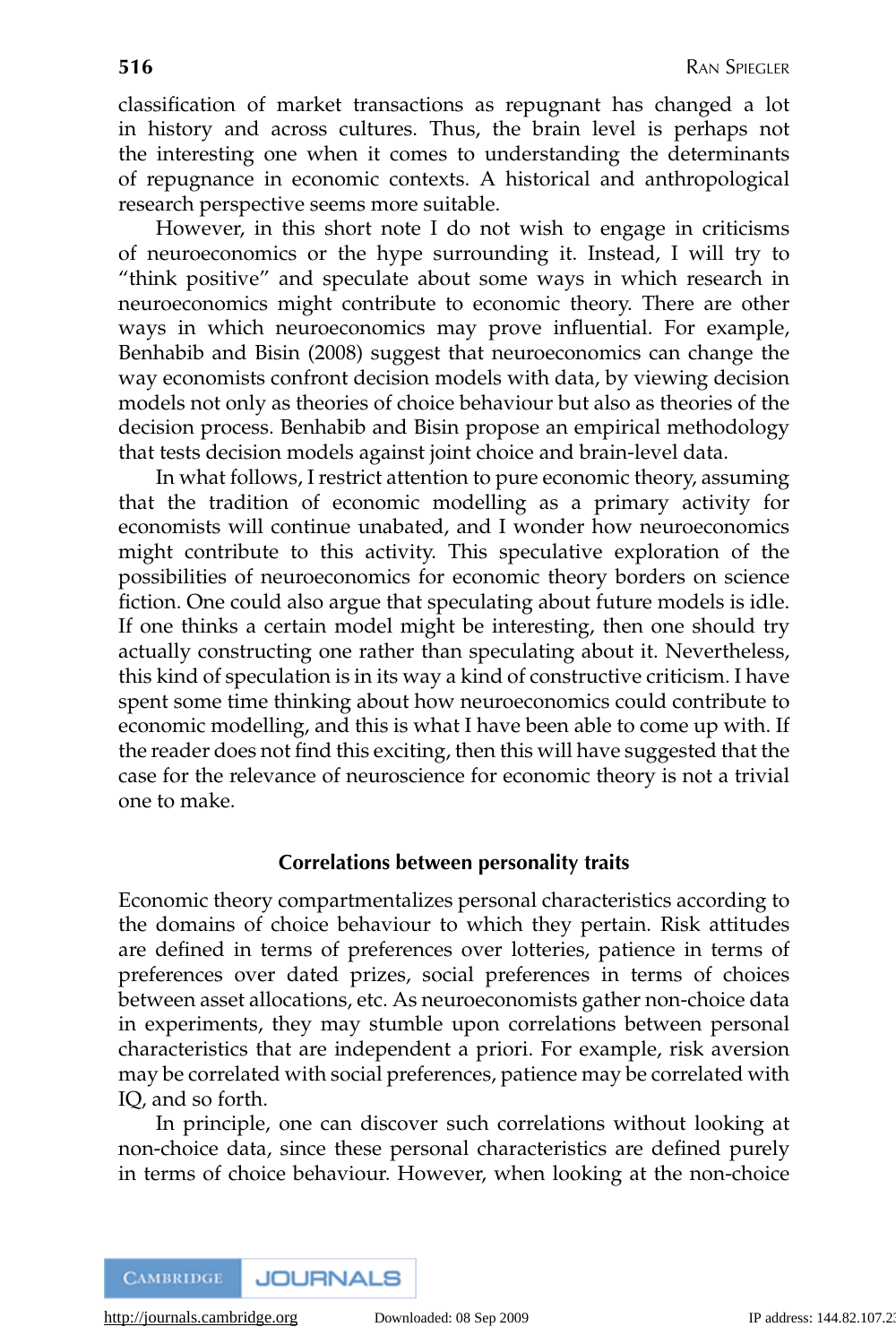classification of market transactions as repugnant has changed a lot in history and across cultures. Thus, the brain level is perhaps not the interesting one when it comes to understanding the determinants of repugnance in economic contexts. A historical and anthropological research perspective seems more suitable.

However, in this short note I do not wish to engage in criticisms of neuroeconomics or the hype surrounding it. Instead, I will try to "think positive" and speculate about some ways in which research in neuroeconomics might contribute to economic theory. There are other ways in which neuroeconomics may prove influential. For example, Benhabib and Bisin (2008) suggest that neuroeconomics can change the way economists confront decision models with data, by viewing decision models not only as theories of choice behaviour but also as theories of the decision process. Benhabib and Bisin propose an empirical methodology that tests decision models against joint choice and brain-level data.

In what follows, I restrict attention to pure economic theory, assuming that the tradition of economic modelling as a primary activity for economists will continue unabated, and I wonder how neuroeconomics might contribute to this activity. This speculative exploration of the possibilities of neuroeconomics for economic theory borders on science fiction. One could also argue that speculating about future models is idle. If one thinks a certain model might be interesting, then one should try actually constructing one rather than speculating about it. Nevertheless, this kind of speculation is in its way a kind of constructive criticism. I have spent some time thinking about how neuroeconomics could contribute to economic modelling, and this is what I have been able to come up with. If the reader does not find this exciting, then this will have suggested that the case for the relevance of neuroscience for economic theory is not a trivial one to make.

### Correlations between personality traits

Economic theory compartmentalizes personal characteristics according to the domains of choice behaviour to which they pertain. Risk attitudes are defined in terms of preferences over lotteries, patience in terms of preferences over dated prizes, social preferences in terms of choices between asset allocations, etc. As neuroeconomists gather non-choice data in experiments, they may stumble upon correlations between personal characteristics that are independent a priori. For example, risk aversion may be correlated with social preferences, patience may be correlated with IQ, and so forth.

In principle, one can discover such correlations without looking at non-choice data, since these personal characteristics are defined purely in terms of choice behaviour. However, when looking at the non-choice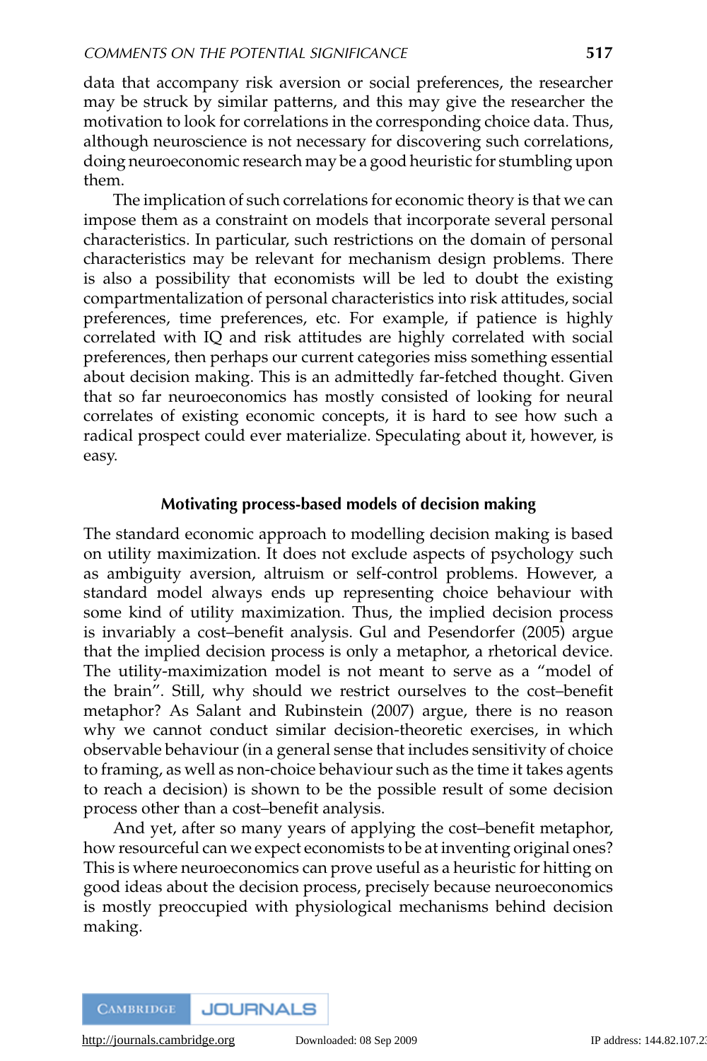data that accompany risk aversion or social preferences, the researcher may be struck by similar patterns, and this may give the researcher the motivation to look for correlations in the corresponding choice data. Thus, although neuroscience is not necessary for discovering such correlations, doing neuroeconomic research may be a good heuristic for stumbling upon them.

The implication of such correlations for economic theory is that we can impose them as a constraint on models that incorporate several personal characteristics. In particular, such restrictions on the domain of personal characteristics may be relevant for mechanism design problems. There is also a possibility that economists will be led to doubt the existing compartmentalization of personal characteristics into risk attitudes, social preferences, time preferences, etc. For example, if patience is highly correlated with IQ and risk attitudes are highly correlated with social preferences, then perhaps our current categories miss something essential about decision making. This is an admittedly far-fetched thought. Given that so far neuroeconomics has mostly consisted of looking for neural correlates of existing economic concepts, it is hard to see how such a radical prospect could ever materialize. Speculating about it, however, is easy.

## Motivating process-based models of decision making

The standard economic approach to modelling decision making is based on utility maximization. It does not exclude aspects of psychology such as ambiguity aversion, altruism or self-control problems. However, a standard model always ends up representing choice behaviour with some kind of utility maximization. Thus, the implied decision process is invariably a cost–benefit analysis. Gul and Pesendorfer (2005) argue that the implied decision process is only a metaphor, a rhetorical device. The utility-maximization model is not meant to serve as a "model of the brain". Still, why should we restrict ourselves to the cost–benefit metaphor? As Salant and Rubinstein (2007) argue, there is no reason why we cannot conduct similar decision-theoretic exercises, in which observable behaviour (in a general sense that includes sensitivity of choice to framing, as well as non-choice behaviour such as the time it takes agents to reach a decision) is shown to be the possible result of some decision process other than a cost–benefit analysis.

And yet, after so many years of applying the cost–benefit metaphor, how resourceful can we expect economists to be at inventing original ones? This is where neuroeconomics can prove useful as a heuristic for hitting on good ideas about the decision process, precisely because neuroeconomics is mostly preoccupied with physiological mechanisms behind decision making.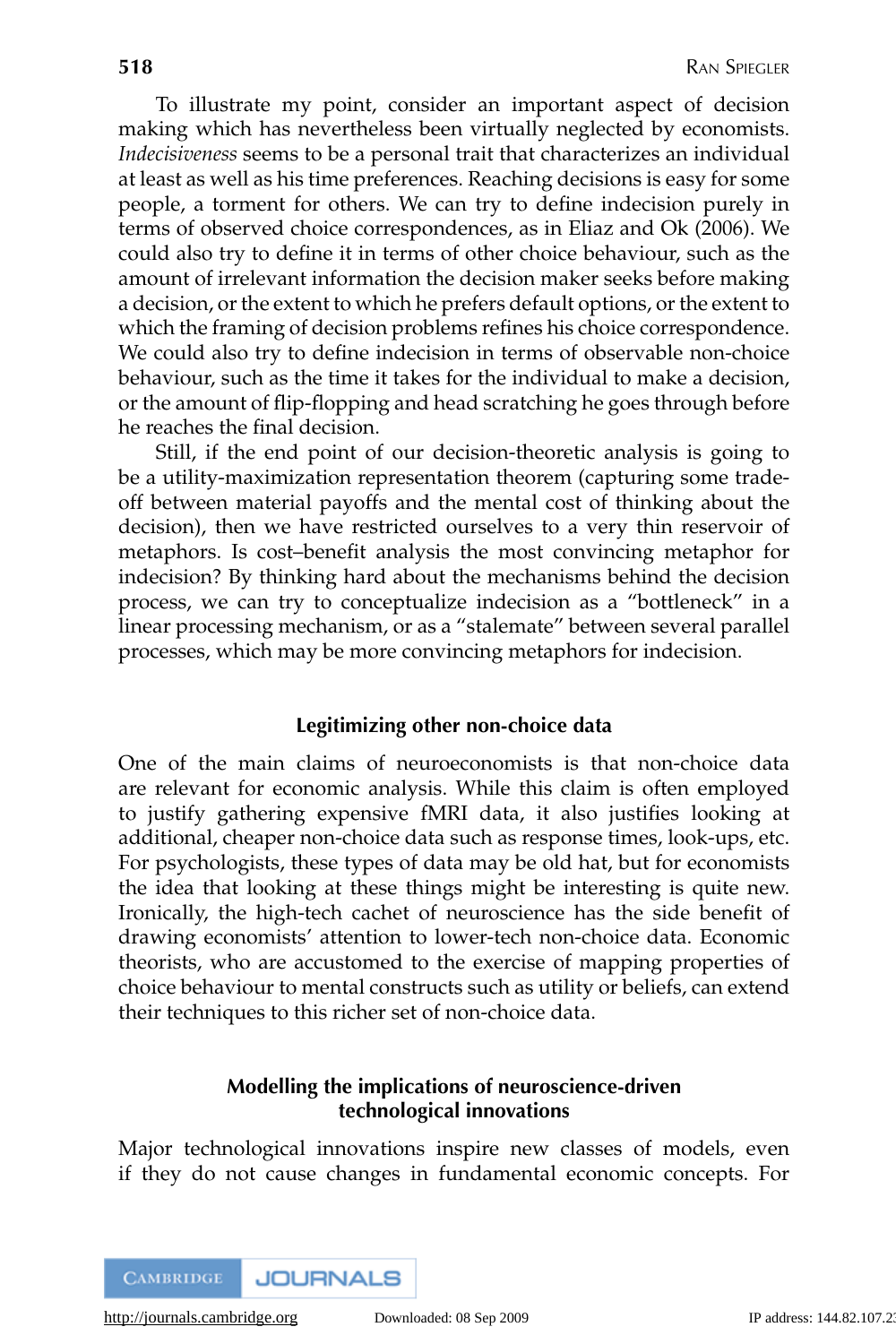To illustrate my point, consider an important aspect of decision making which has nevertheless been virtually neglected by economists. *Indecisiveness* seems to be a personal trait that characterizes an individual at least as well as his time preferences. Reaching decisions is easy for some people, a torment for others. We can try to define indecision purely in terms of observed choice correspondences, as in Eliaz and Ok (2006). We could also try to define it in terms of other choice behaviour, such as the amount of irrelevant information the decision maker seeks before making a decision, or the extent to which he prefers default options, or the extent to which the framing of decision problems refines his choice correspondence. We could also try to define indecision in terms of observable non-choice behaviour, such as the time it takes for the individual to make a decision, or the amount of flip-flopping and head scratching he goes through before he reaches the final decision.

Still, if the end point of our decision-theoretic analysis is going to be a utility-maximization representation theorem (capturing some trade-off between material payoffs and the mental cost of thinking about the decision), then we have restricted ourselves to a very thin reservoir of metaphors. Is cost–benefit analysis the most convincing metaphor for indecision? By thinking hard about the mechanisms behind the decision process, we can try to conceptualize indecision as a "bottleneck" in a linear processing mechanism, or as a "stalemate" between several parallel processes, which may be more convincing metaphors for indecision.

## Legitimizing other non-choice data

One of the main claims of neuroeconomists is that non-choice data are relevant for economic analysis. While this claim is often employed to justify gathering expensive fMRI data, it also justifies looking at additional, cheaper non-choice data such as response times, look-ups, etc. For psychologists, these types of data may be old hat, but for economists the idea that looking at these things might be interesting is quite new. Ironically, the high-tech cachet of neuroscience has the side benefit of drawing economists' attention to lower-tech non-choice data. Economic theorists, who are accustomed to the exercise of mapping properties of choice behaviour to mental constructs such as utility or beliefs, can extend their techniques to this richer set of non-choice data.

## Modelling the implications of neuroscience-driven technological innovations

Major technological innovations inspire new classes of models, even if they do not cause changes in fundamental economic concepts. For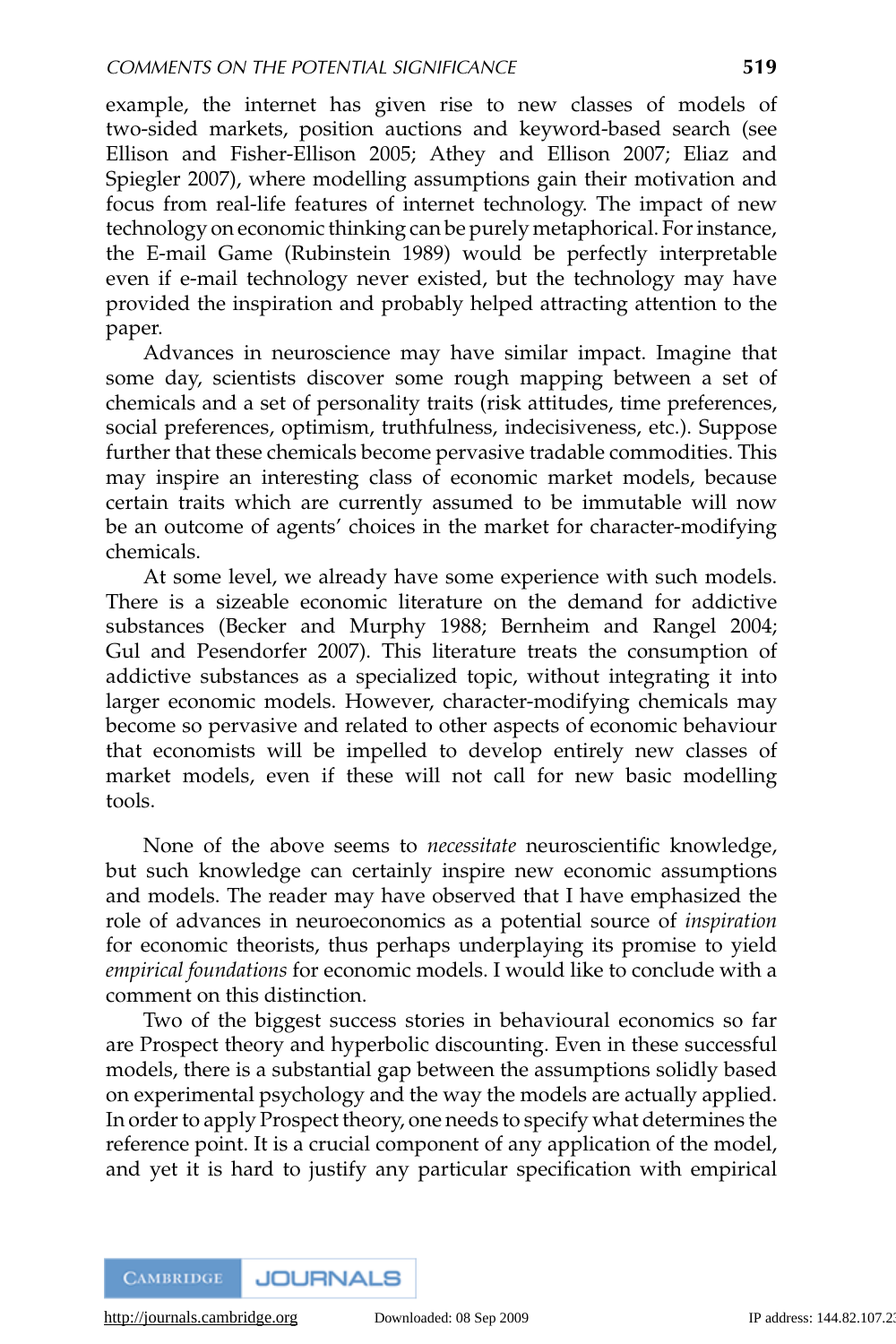example, the internet has given rise to new classes of models of two-sided markets, position auctions and keyword-based search (see Ellison and Fisher-Ellison 2005; Athey and Ellison 2007; Eliaz and Spiegler 2007), where modelling assumptions gain their motivation and focus from real-life features of internet technology. The impact of new technology on economic thinking can be purely metaphorical. For instance, the E-mail Game (Rubinstein 1989) would be perfectly interpretable even if e-mail technology never existed, but the technology may have provided the inspiration and probably helped attracting attention to the paper.

Advances in neuroscience may have similar impact. Imagine that some day, scientists discover some rough mapping between a set of chemicals and a set of personality traits (risk attitudes, time preferences, social preferences, optimism, truthfulness, indecisiveness, etc.). Suppose further that these chemicals become pervasive tradable commodities. This may inspire an interesting class of economic market models, because certain traits which are currently assumed to be immutable will now be an outcome of agents' choices in the market for character-modifying chemicals.

At some level, we already have some experience with such models. There is a sizeable economic literature on the demand for addictive substances (Becker and Murphy 1988; Bernheim and Rangel 2004; Gul and Pesendorfer 2007). This literature treats the consumption of addictive substances as a specialized topic, without integrating it into larger economic models. However, character-modifying chemicals may become so pervasive and related to other aspects of economic behaviour that economists will be impelled to develop entirely new classes of market models, even if these will not call for new basic modelling tools.

None of the above seems to *necessitate* neuroscientific knowledge, but such knowledge can certainly inspire new economic assumptions and models. The reader may have observed that I have emphasized the role of advances in neuroeconomics as a potential source of *inspiration* for economic theorists, thus perhaps underplaying its promise to yield *empirical foundations* for economic models. I would like to conclude with a comment on this distinction.

Two of the biggest success stories in behavioural economics so far are Prospect theory and hyperbolic discounting. Even in these successful models, there is a substantial gap between the assumptions solidly based on experimental psychology and the way the models are actually applied. In order to apply Prospect theory, one needs to specify what determines the reference point. It is a crucial component of any application of the model, and yet it is hard to justify any particular specification with empirical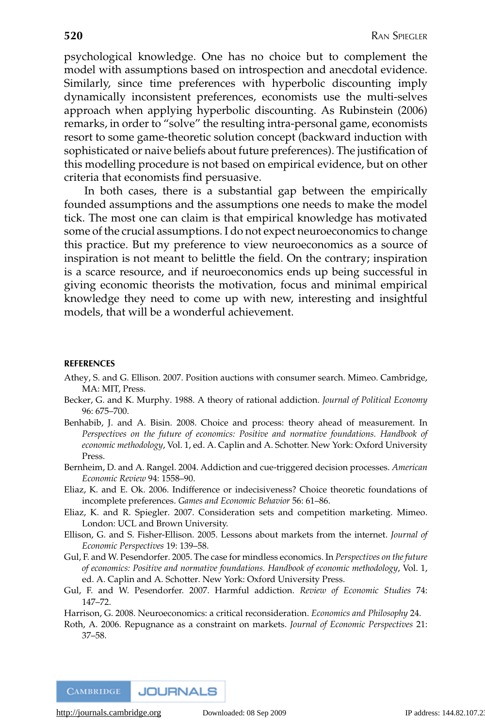psychological knowledge. One has no choice but to complement the model with assumptions based on introspection and anecdotal evidence. Similarly, since time preferences with hyperbolic discounting imply dynamically inconsistent preferences, economists use the multi-selves approach when applying hyperbolic discounting. As Rubinstein (2006) remarks, in order to "solve" the resulting intra-personal game, economists resort to some game-theoretic solution concept (backward induction with sophisticated or naive beliefs about future preferences). The justification of this modelling procedure is not based on empirical evidence, but on other criteria that economists find persuasive.

In both cases, there is a substantial gap between the empirically founded assumptions and the assumptions one needs to make the model tick. The most one can claim is that empirical knowledge has motivated some of the crucial assumptions. I do not expect neuroeconomics to change this practice. But my preference to view neuroeconomics as a source of inspiration is not meant to belittle the field. On the contrary; inspiration is a scarce resource, and if neuroeconomics ends up being successful in giving economic theorists the motivation, focus and minimal empirical knowledge they need to come up with new, interesting and insightful models, that will be a wonderful achievement.

## REFERENCES

Athey, S. and G. Ellison. 2007. Position auctions with consumer search. Mimeo. Cambridge, MA: MIT, Press.

Becker, G. and K. Murphy. 1988. A theory of rational addiction. *Journal of Political Economy* 96: 675–700.

Benhabib, J. and A. Bisin. 2008. Choice and process: theory ahead of measurement. In *Perspectives on the future of economics: Positive and normative foundations. Handbook of economic methodology*, Vol. 1, ed. A. Caplin and A. Schotter. New York: Oxford University Press.

Bernheim, D. and A. Rangel. 2004. Addiction and cue-triggered decision processes. *American Economic Review* 94: 1558–90.

Eliaz, K. and E. Ok. 2006. Indifference or indecisiveness? Choice theoretic foundations of incomplete preferences. *Games and Economic Behavior* 56: 61–86.

Eliaz, K. and R. Spiegler. 2007. Consideration sets and competition marketing. Mimeo. London: UCL and Brown University.

Ellison, G. and S. Fisher-Ellison. 2005. Lessons about markets from the internet. *Journal of Economic Perspectives* 19: 139–58.

Gul, F. and W. Pesendorfer. 2005. The case for mindless economics. In *Perspectives on the future of economics: Positive and normative foundations. Handbook of economic methodology*, Vol. 1, ed. A. Caplin and A. Schotter. New York: Oxford University Press.

Gul, F. and W. Pesendorfer. 2007. Harmful addiction. *Review of Economic Studies* 74: 147–72.

Harrison, G. 2008. Neuroeconomics: a critical reconsideration. *Economics and Philosophy* 24.

Roth, A. 2006. Repugnance as a constraint on markets. *Journal of Economic Perspectives* 21: 37–58.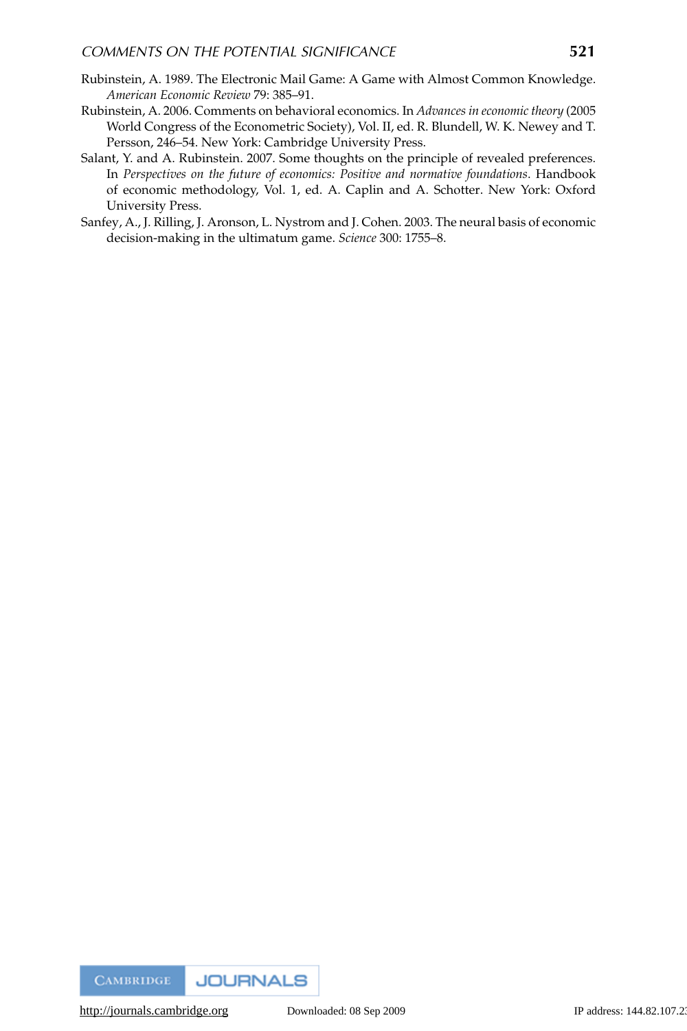Rubinstein, A. 1989. The Electronic Mail Game: A Game with Almost Common Knowledge. *American Economic Review* 79: 385–91.

Rubinstein, A. 2006. Comments on behavioral economics. In *Advances in economic theory* (2005 World Congress of the Econometric Society), Vol. II, ed. R. Blundell, W. K. Newey and T. Persson, 246–54. New York: Cambridge University Press.

Salant, Y. and A. Rubinstein. 2007. Some thoughts on the principle of revealed preferences. In *Perspectives on the future of economics: Positive and normative foundations*. Handbook of economic methodology, Vol. 1, ed. A. Caplin and A. Schotter. New York: Oxford University Press.

Sanfey, A., J. Rilling, J. Aronson, L. Nystrom and J. Cohen. 2003. The neural basis of economic decision-making in the ultimatum game. *Science* 300: 1755–8.